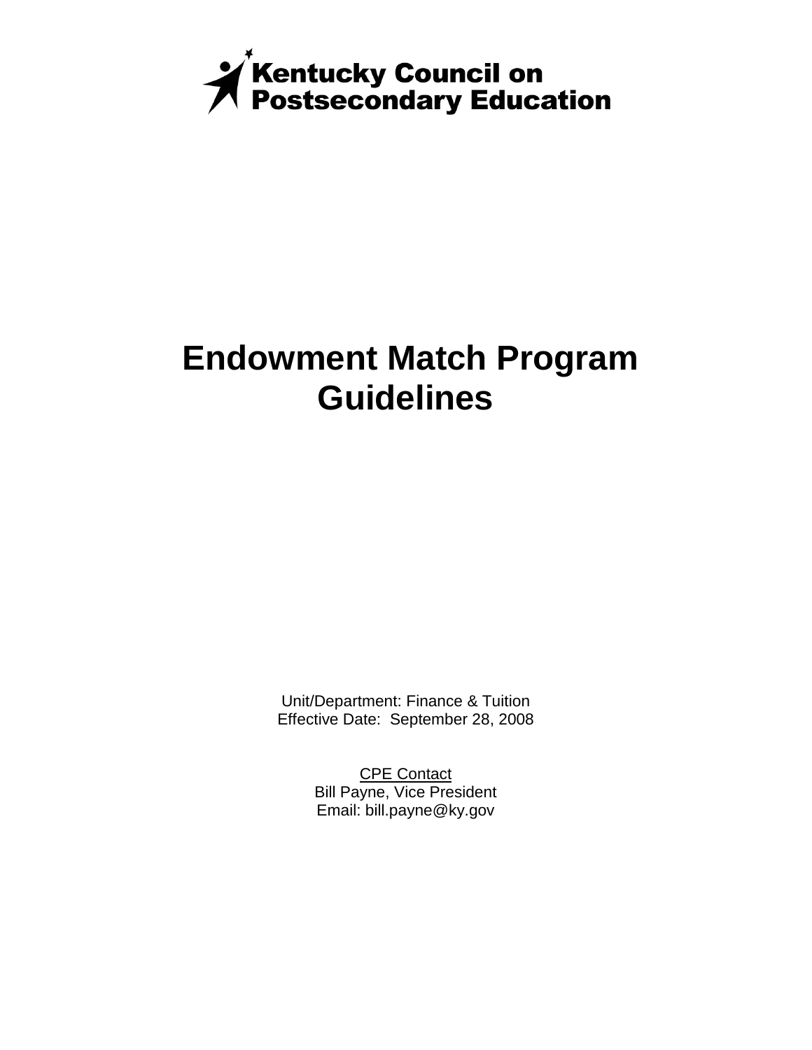Kentucky Council on Postsecondary Education

# Endowment Match Program Guidelines

Unit/Department: Finance & Tuition
Effective Date: September 28, 2008

CPE Contact
Bill Payne, Vice President
Email: bill.payne@ky.gov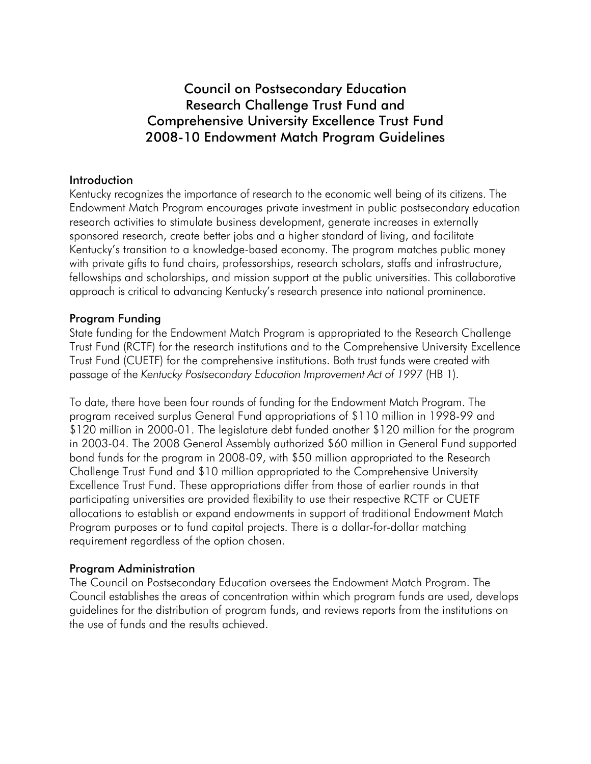# Council on Postsecondary Education
# Research Challenge Trust Fund and
# Comprehensive University Excellence Trust Fund
# 2008-10 Endowment Match Program Guidelines

## Introduction

Kentucky recognizes the importance of research to the economic well being of its citizens. The Endowment Match Program encourages private investment in public postsecondary education research activities to stimulate business development, generate increases in externally sponsored research, create better jobs and a higher standard of living, and facilitate Kentucky's transition to a knowledge-based economy. The program matches public money with private gifts to fund chairs, professorships, research scholars, staffs and infrastructure, fellowships and scholarships, and mission support at the public universities. This collaborative approach is critical to advancing Kentucky's research presence into national prominence.

## Program Funding

State funding for the Endowment Match Program is appropriated to the Research Challenge Trust Fund (RCTF) for the research institutions and to the Comprehensive University Excellence Trust Fund (CUETF) for the comprehensive institutions. Both trust funds were created with passage of the *Kentucky Postsecondary Education Improvement Act of 1997* (HB 1).

To date, there have been four rounds of funding for the Endowment Match Program. The program received surplus General Fund appropriations of $110 million in 1998-99 and $120 million in 2000-01. The legislature debt funded another $120 million for the program in 2003-04. The 2008 General Assembly authorized $60 million in General Fund supported bond funds for the program in 2008-09, with $50 million appropriated to the Research Challenge Trust Fund and $10 million appropriated to the Comprehensive University Excellence Trust Fund. These appropriations differ from those of earlier rounds in that participating universities are provided flexibility to use their respective RCTF or CUETF allocations to establish or expand endowments in support of traditional Endowment Match Program purposes or to fund capital projects. There is a dollar-for-dollar matching requirement regardless of the option chosen.

## Program Administration

The Council on Postsecondary Education oversees the Endowment Match Program. The Council establishes the areas of concentration within which program funds are used, develops guidelines for the distribution of program funds, and reviews reports from the institutions on the use of funds and the results achieved.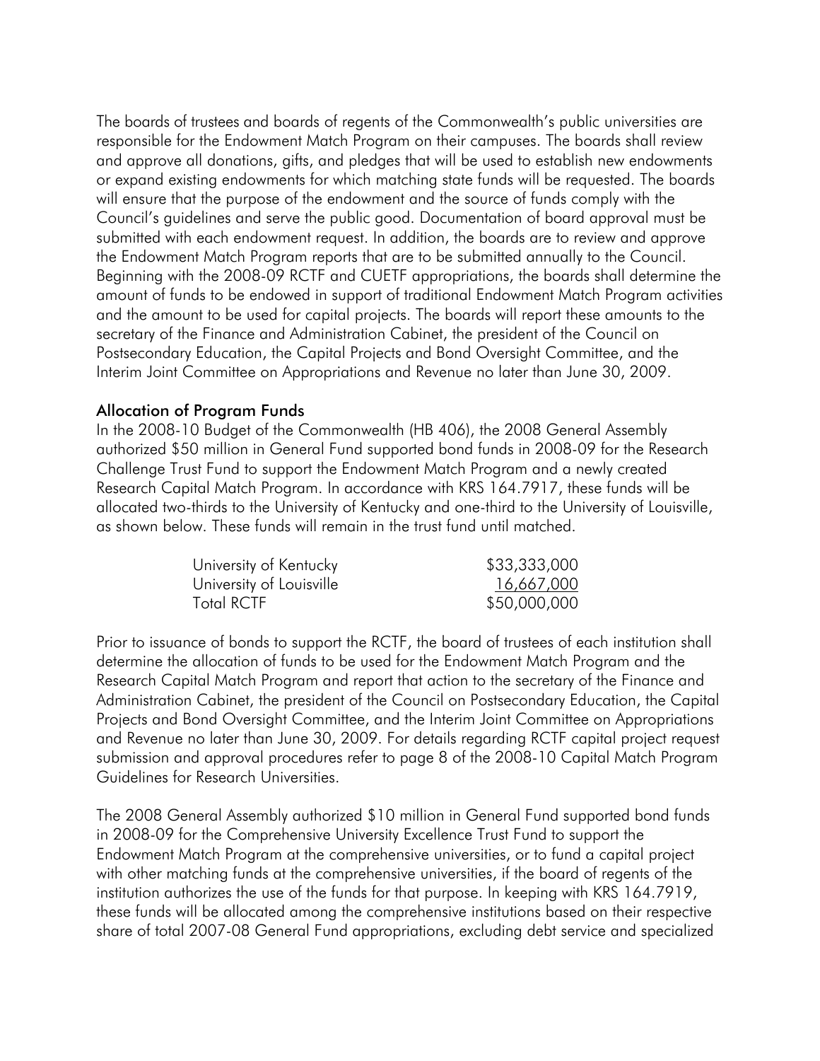The boards of trustees and boards of regents of the Commonwealth's public universities are responsible for the Endowment Match Program on their campuses. The boards shall review and approve all donations, gifts, and pledges that will be used to establish new endowments or expand existing endowments for which matching state funds will be requested. The boards will ensure that the purpose of the endowment and the source of funds comply with the Council's guidelines and serve the public good. Documentation of board approval must be submitted with each endowment request. In addition, the boards are to review and approve the Endowment Match Program reports that are to be submitted annually to the Council. Beginning with the 2008-09 RCTF and CUETF appropriations, the boards shall determine the amount of funds to be endowed in support of traditional Endowment Match Program activities and the amount to be used for capital projects. The boards will report these amounts to the secretary of the Finance and Administration Cabinet, the president of the Council on Postsecondary Education, the Capital Projects and Bond Oversight Committee, and the Interim Joint Committee on Appropriations and Revenue no later than June 30, 2009.

## Allocation of Program Funds

In the 2008-10 Budget of the Commonwealth (HB 406), the 2008 General Assembly authorized $50 million in General Fund supported bond funds in 2008-09 for the Research Challenge Trust Fund to support the Endowment Match Program and a newly created Research Capital Match Program. In accordance with KRS 164.7917, these funds will be allocated two-thirds to the University of Kentucky and one-third to the University of Louisville, as shown below. These funds will remain in the trust fund until matched.

| | |
|---|---|
| University of Kentucky | $33,333,000 |
| University of Louisville | 16,667,000 |
| Total RCTF | $50,000,000 |

Prior to issuance of bonds to support the RCTF, the board of trustees of each institution shall determine the allocation of funds to be used for the Endowment Match Program and the Research Capital Match Program and report that action to the secretary of the Finance and Administration Cabinet, the president of the Council on Postsecondary Education, the Capital Projects and Bond Oversight Committee, and the Interim Joint Committee on Appropriations and Revenue no later than June 30, 2009. For details regarding RCTF capital project request submission and approval procedures refer to page 8 of the 2008-10 Capital Match Program Guidelines for Research Universities.

The 2008 General Assembly authorized $10 million in General Fund supported bond funds in 2008-09 for the Comprehensive University Excellence Trust Fund to support the Endowment Match Program at the comprehensive universities, or to fund a capital project with other matching funds at the comprehensive universities, if the board of regents of the institution authorizes the use of the funds for that purpose. In keeping with KRS 164.7919, these funds will be allocated among the comprehensive institutions based on their respective share of total 2007-08 General Fund appropriations, excluding debt service and specialized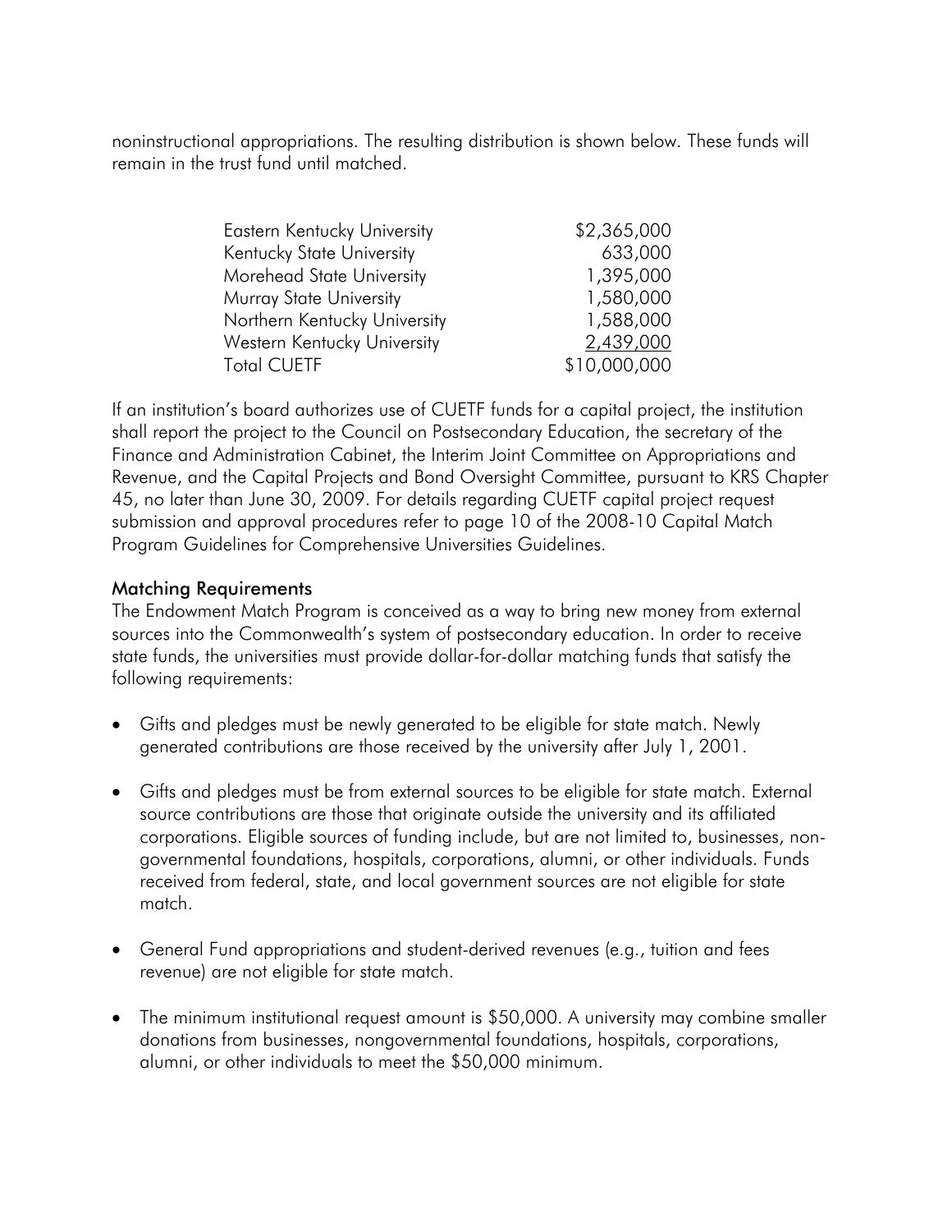noninstructional appropriations. The resulting distribution is shown below. These funds will remain in the trust fund until matched.

| | |
|---|---|
| Eastern Kentucky University | $2,365,000 |
| Kentucky State University | 633,000 |
| Morehead State University | 1,395,000 |
| Murray State University | 1,580,000 |
| Northern Kentucky University | 1,588,000 |
| Western Kentucky University | 2,439,000 |
| Total CUETF | $10,000,000 |

If an institution's board authorizes use of CUETF funds for a capital project, the institution shall report the project to the Council on Postsecondary Education, the secretary of the Finance and Administration Cabinet, the Interim Joint Committee on Appropriations and Revenue, and the Capital Projects and Bond Oversight Committee, pursuant to KRS Chapter 45, no later than June 30, 2009. For details regarding CUETF capital project request submission and approval procedures refer to page 10 of the 2008-10 Capital Match Program Guidelines for Comprehensive Universities Guidelines.

## Matching Requirements

The Endowment Match Program is conceived as a way to bring new money from external sources into the Commonwealth's system of postsecondary education. In order to receive state funds, the universities must provide dollar-for-dollar matching funds that satisfy the following requirements:

- Gifts and pledges must be newly generated to be eligible for state match. Newly generated contributions are those received by the university after July 1, 2001.

- Gifts and pledges must be from external sources to be eligible for state match. External source contributions are those that originate outside the university and its affiliated corporations. Eligible sources of funding include, but are not limited to, businesses, non-governmental foundations, hospitals, corporations, alumni, or other individuals. Funds received from federal, state, and local government sources are not eligible for state match.

- General Fund appropriations and student-derived revenues (e.g., tuition and fees revenue) are not eligible for state match.

- The minimum institutional request amount is $50,000. A university may combine smaller donations from businesses, nongovernmental foundations, hospitals, corporations, alumni, or other individuals to meet the $50,000 minimum.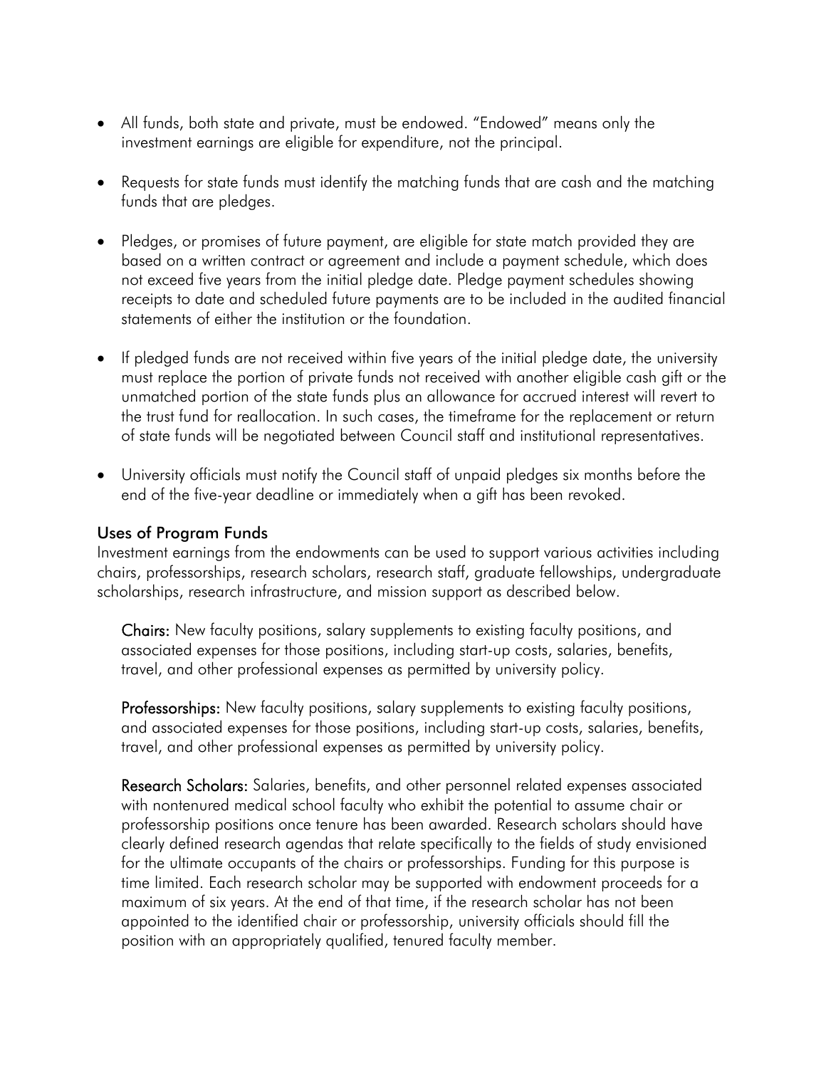- All funds, both state and private, must be endowed. "Endowed" means only the investment earnings are eligible for expenditure, not the principal.

- Requests for state funds must identify the matching funds that are cash and the matching funds that are pledges.

- Pledges, or promises of future payment, are eligible for state match provided they are based on a written contract or agreement and include a payment schedule, which does not exceed five years from the initial pledge date. Pledge payment schedules showing receipts to date and scheduled future payments are to be included in the audited financial statements of either the institution or the foundation.

- If pledged funds are not received within five years of the initial pledge date, the university must replace the portion of private funds not received with another eligible cash gift or the unmatched portion of the state funds plus an allowance for accrued interest will revert to the trust fund for reallocation. In such cases, the timeframe for the replacement or return of state funds will be negotiated between Council staff and institutional representatives.

- University officials must notify the Council staff of unpaid pledges six months before the end of the five-year deadline or immediately when a gift has been revoked.

## Uses of Program Funds

Investment earnings from the endowments can be used to support various activities including chairs, professorships, research scholars, research staff, graduate fellowships, undergraduate scholarships, research infrastructure, and mission support as described below.

**Chairs:** New faculty positions, salary supplements to existing faculty positions, and associated expenses for those positions, including start-up costs, salaries, benefits, travel, and other professional expenses as permitted by university policy.

**Professorships:** New faculty positions, salary supplements to existing faculty positions, and associated expenses for those positions, including start-up costs, salaries, benefits, travel, and other professional expenses as permitted by university policy.

**Research Scholars:** Salaries, benefits, and other personnel related expenses associated with nontenured medical school faculty who exhibit the potential to assume chair or professorship positions once tenure has been awarded. Research scholars should have clearly defined research agendas that relate specifically to the fields of study envisioned for the ultimate occupants of the chairs or professorships. Funding for this purpose is time limited. Each research scholar may be supported with endowment proceeds for a maximum of six years. At the end of that time, if the research scholar has not been appointed to the identified chair or professorship, university officials should fill the position with an appropriately qualified, tenured faculty member.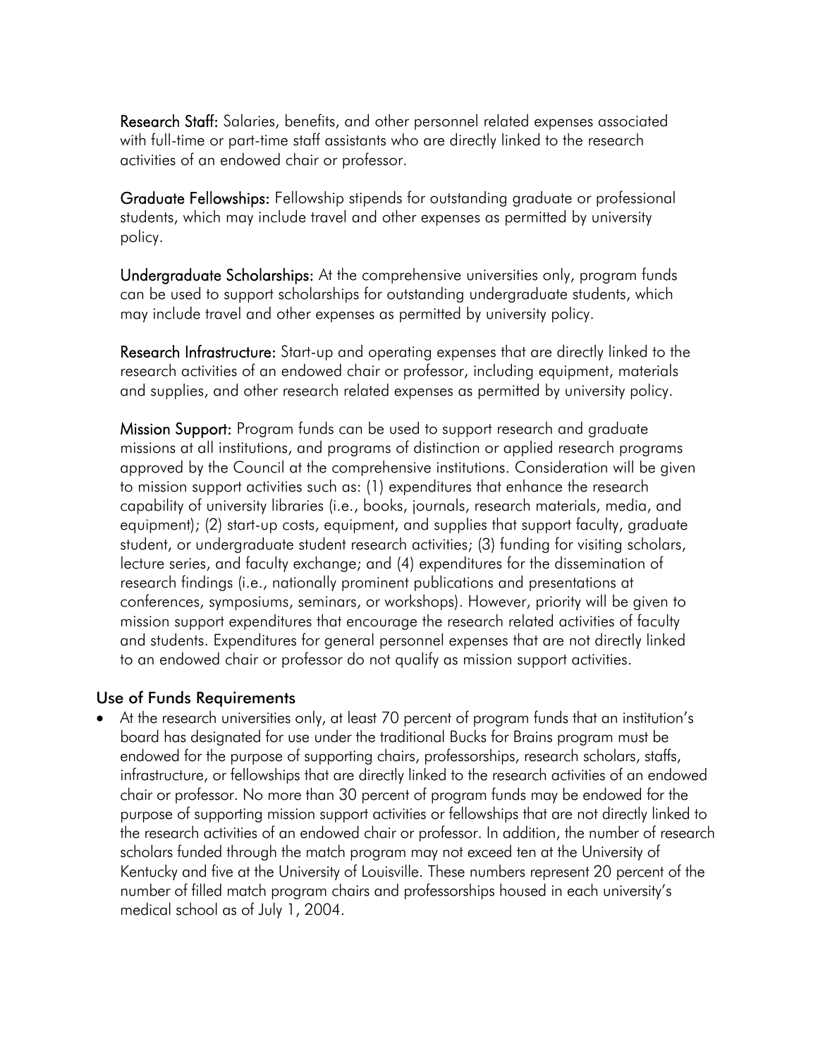**Research Staff:** Salaries, benefits, and other personnel related expenses associated with full-time or part-time staff assistants who are directly linked to the research activities of an endowed chair or professor.

**Graduate Fellowships:** Fellowship stipends for outstanding graduate or professional students, which may include travel and other expenses as permitted by university policy.

**Undergraduate Scholarships:** At the comprehensive universities only, program funds can be used to support scholarships for outstanding undergraduate students, which may include travel and other expenses as permitted by university policy.

**Research Infrastructure:** Start-up and operating expenses that are directly linked to the research activities of an endowed chair or professor, including equipment, materials and supplies, and other research related expenses as permitted by university policy.

**Mission Support:** Program funds can be used to support research and graduate missions at all institutions, and programs of distinction or applied research programs approved by the Council at the comprehensive institutions. Consideration will be given to mission support activities such as: (1) expenditures that enhance the research capability of university libraries (i.e., books, journals, research materials, media, and equipment); (2) start-up costs, equipment, and supplies that support faculty, graduate student, or undergraduate student research activities; (3) funding for visiting scholars, lecture series, and faculty exchange; and (4) expenditures for the dissemination of research findings (i.e., nationally prominent publications and presentations at conferences, symposiums, seminars, or workshops). However, priority will be given to mission support expenditures that encourage the research related activities of faculty and students. Expenditures for general personnel expenses that are not directly linked to an endowed chair or professor do not qualify as mission support activities.

## Use of Funds Requirements

- At the research universities only, at least 70 percent of program funds that an institution's board has designated for use under the traditional Bucks for Brains program must be endowed for the purpose of supporting chairs, professorships, research scholars, staffs, infrastructure, or fellowships that are directly linked to the research activities of an endowed chair or professor. No more than 30 percent of program funds may be endowed for the purpose of supporting mission support activities or fellowships that are not directly linked to the research activities of an endowed chair or professor. In addition, the number of research scholars funded through the match program may not exceed ten at the University of Kentucky and five at the University of Louisville. These numbers represent 20 percent of the number of filled match program chairs and professorships housed in each university's medical school as of July 1, 2004.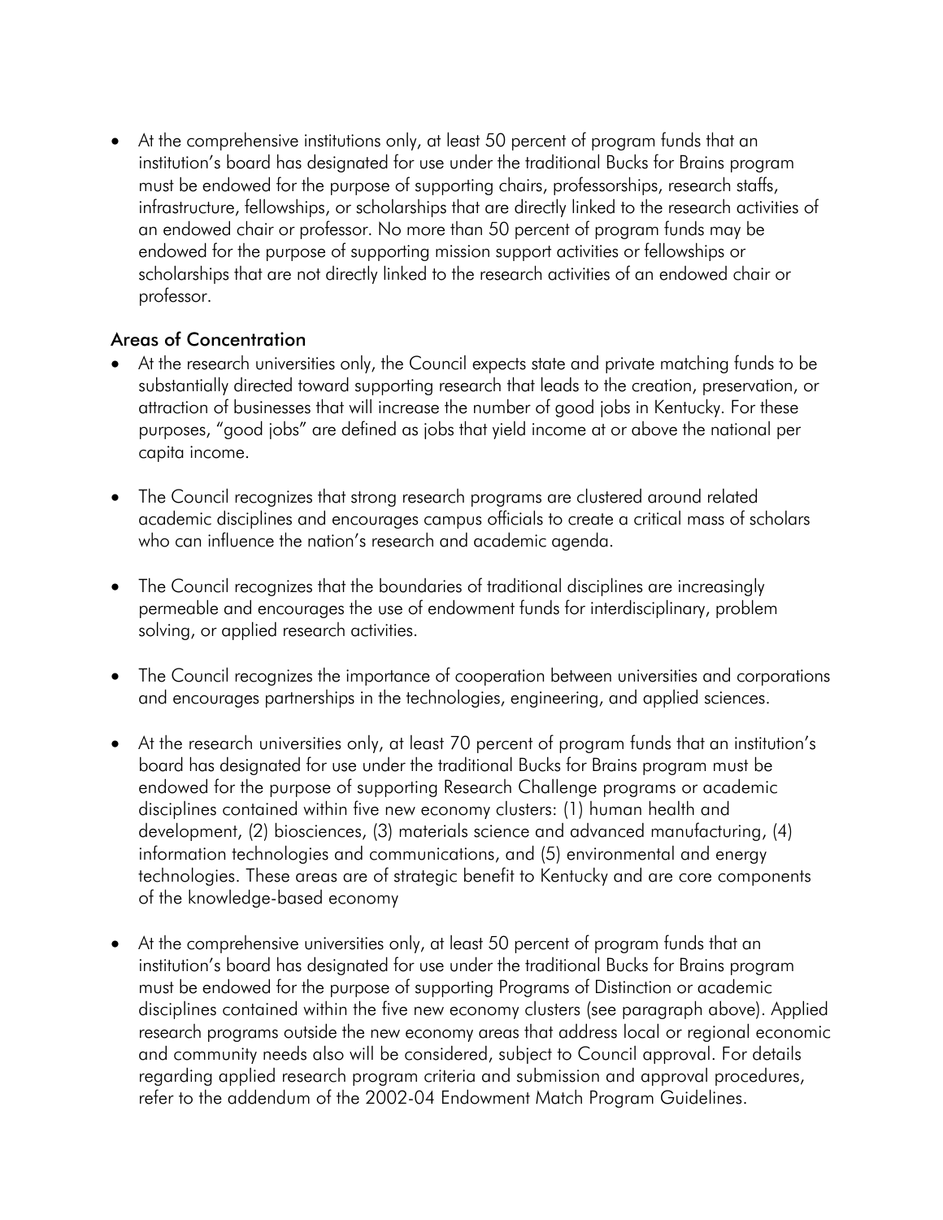- At the comprehensive institutions only, at least 50 percent of program funds that an institution's board has designated for use under the traditional Bucks for Brains program must be endowed for the purpose of supporting chairs, professorships, research staffs, infrastructure, fellowships, or scholarships that are directly linked to the research activities of an endowed chair or professor. No more than 50 percent of program funds may be endowed for the purpose of supporting mission support activities or fellowships or scholarships that are not directly linked to the research activities of an endowed chair or professor.

### Areas of Concentration

- At the research universities only, the Council expects state and private matching funds to be substantially directed toward supporting research that leads to the creation, preservation, or attraction of businesses that will increase the number of good jobs in Kentucky. For these purposes, "good jobs" are defined as jobs that yield income at or above the national per capita income.

- The Council recognizes that strong research programs are clustered around related academic disciplines and encourages campus officials to create a critical mass of scholars who can influence the nation's research and academic agenda.

- The Council recognizes that the boundaries of traditional disciplines are increasingly permeable and encourages the use of endowment funds for interdisciplinary, problem solving, or applied research activities.

- The Council recognizes the importance of cooperation between universities and corporations and encourages partnerships in the technologies, engineering, and applied sciences.

- At the research universities only, at least 70 percent of program funds that an institution's board has designated for use under the traditional Bucks for Brains program must be endowed for the purpose of supporting Research Challenge programs or academic disciplines contained within five new economy clusters: (1) human health and development, (2) biosciences, (3) materials science and advanced manufacturing, (4) information technologies and communications, and (5) environmental and energy technologies. These areas are of strategic benefit to Kentucky and are core components of the knowledge-based economy

- At the comprehensive universities only, at least 50 percent of program funds that an institution's board has designated for use under the traditional Bucks for Brains program must be endowed for the purpose of supporting Programs of Distinction or academic disciplines contained within the five new economy clusters (see paragraph above). Applied research programs outside the new economy areas that address local or regional economic and community needs also will be considered, subject to Council approval. For details regarding applied research program criteria and submission and approval procedures, refer to the addendum of the 2002-04 Endowment Match Program Guidelines.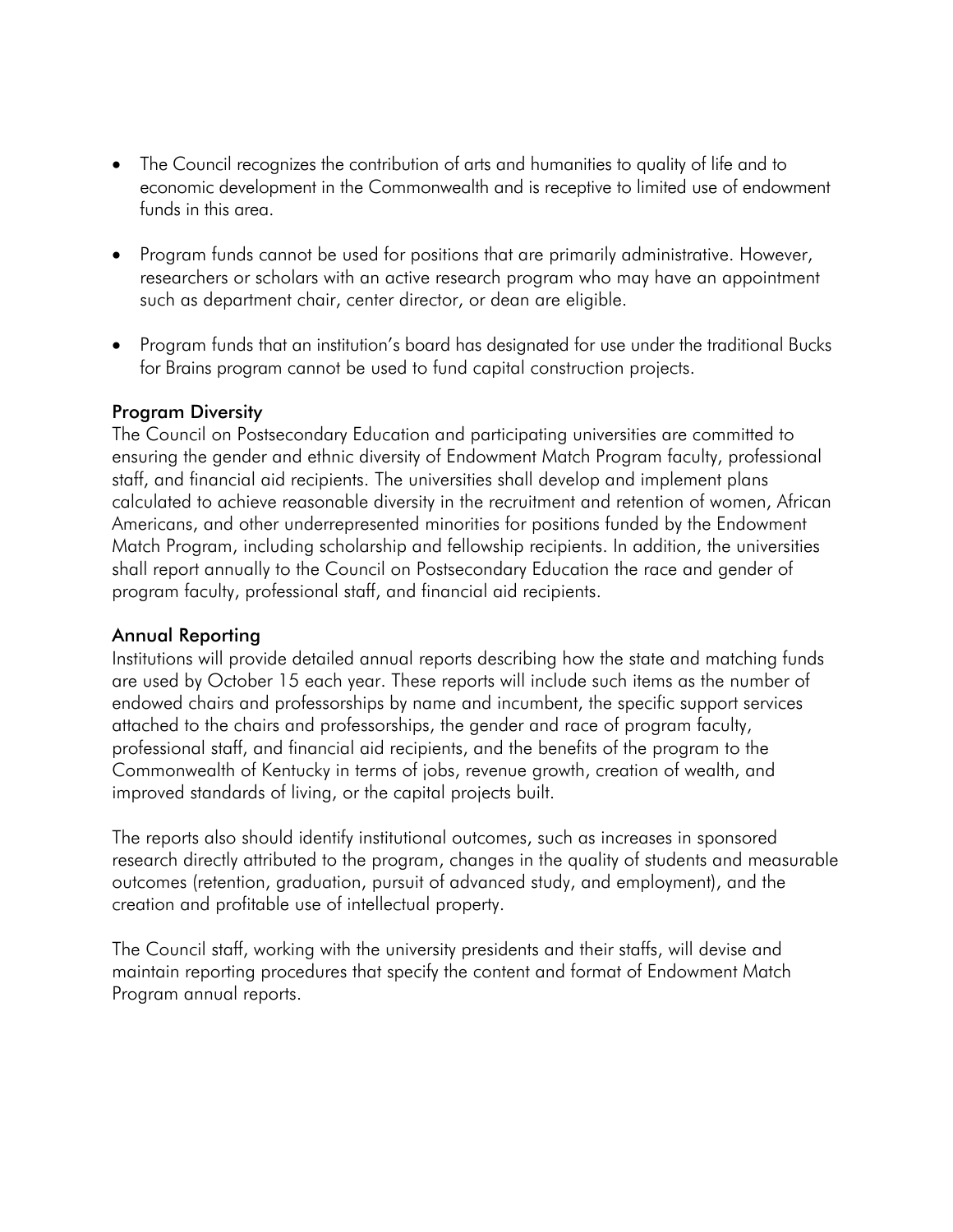- The Council recognizes the contribution of arts and humanities to quality of life and to economic development in the Commonwealth and is receptive to limited use of endowment funds in this area.

- Program funds cannot be used for positions that are primarily administrative. However, researchers or scholars with an active research program who may have an appointment such as department chair, center director, or dean are eligible.

- Program funds that an institution's board has designated for use under the traditional Bucks for Brains program cannot be used to fund capital construction projects.

## Program Diversity

The Council on Postsecondary Education and participating universities are committed to ensuring the gender and ethnic diversity of Endowment Match Program faculty, professional staff, and financial aid recipients. The universities shall develop and implement plans calculated to achieve reasonable diversity in the recruitment and retention of women, African Americans, and other underrepresented minorities for positions funded by the Endowment Match Program, including scholarship and fellowship recipients. In addition, the universities shall report annually to the Council on Postsecondary Education the race and gender of program faculty, professional staff, and financial aid recipients.

## Annual Reporting

Institutions will provide detailed annual reports describing how the state and matching funds are used by October 15 each year. These reports will include such items as the number of endowed chairs and professorships by name and incumbent, the specific support services attached to the chairs and professorships, the gender and race of program faculty, professional staff, and financial aid recipients, and the benefits of the program to the Commonwealth of Kentucky in terms of jobs, revenue growth, creation of wealth, and improved standards of living, or the capital projects built.

The reports also should identify institutional outcomes, such as increases in sponsored research directly attributed to the program, changes in the quality of students and measurable outcomes (retention, graduation, pursuit of advanced study, and employment), and the creation and profitable use of intellectual property.

The Council staff, working with the university presidents and their staffs, will devise and maintain reporting procedures that specify the content and format of Endowment Match Program annual reports.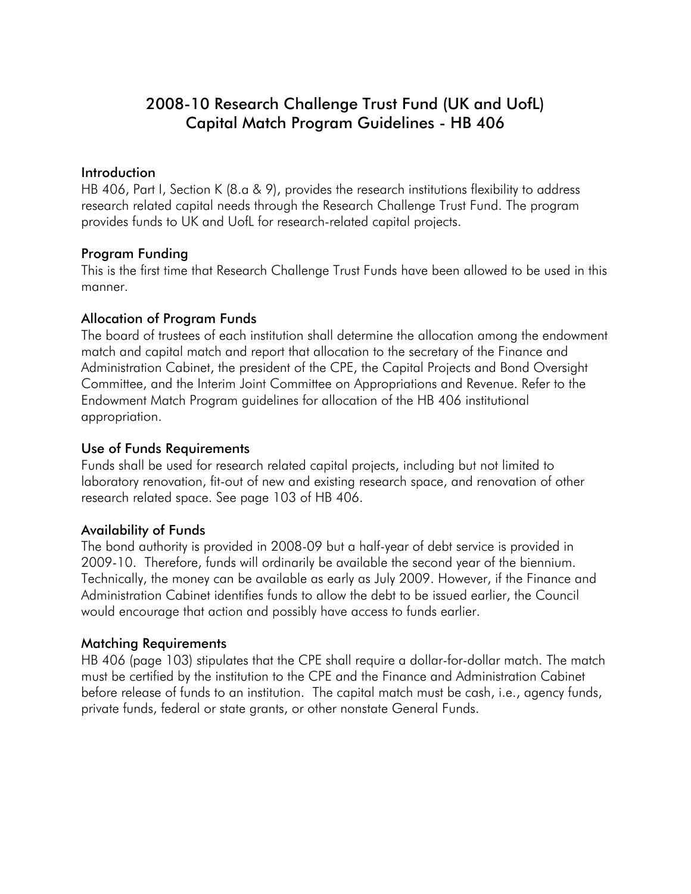# 2008-10 Research Challenge Trust Fund (UK and UofL) Capital Match Program Guidelines - HB 406

## Introduction

HB 406, Part I, Section K (8.a & 9), provides the research institutions flexibility to address research related capital needs through the Research Challenge Trust Fund. The program provides funds to UK and UofL for research-related capital projects.

## Program Funding

This is the first time that Research Challenge Trust Funds have been allowed to be used in this manner.

## Allocation of Program Funds

The board of trustees of each institution shall determine the allocation among the endowment match and capital match and report that allocation to the secretary of the Finance and Administration Cabinet, the president of the CPE, the Capital Projects and Bond Oversight Committee, and the Interim Joint Committee on Appropriations and Revenue. Refer to the Endowment Match Program guidelines for allocation of the HB 406 institutional appropriation.

## Use of Funds Requirements

Funds shall be used for research related capital projects, including but not limited to laboratory renovation, fit-out of new and existing research space, and renovation of other research related space. See page 103 of HB 406.

## Availability of Funds

The bond authority is provided in 2008-09 but a half-year of debt service is provided in 2009-10. Therefore, funds will ordinarily be available the second year of the biennium. Technically, the money can be available as early as July 2009. However, if the Finance and Administration Cabinet identifies funds to allow the debt to be issued earlier, the Council would encourage that action and possibly have access to funds earlier.

## Matching Requirements

HB 406 (page 103) stipulates that the CPE shall require a dollar-for-dollar match. The match must be certified by the institution to the CPE and the Finance and Administration Cabinet before release of funds to an institution. The capital match must be cash, i.e., agency funds, private funds, federal or state grants, or other nonstate General Funds.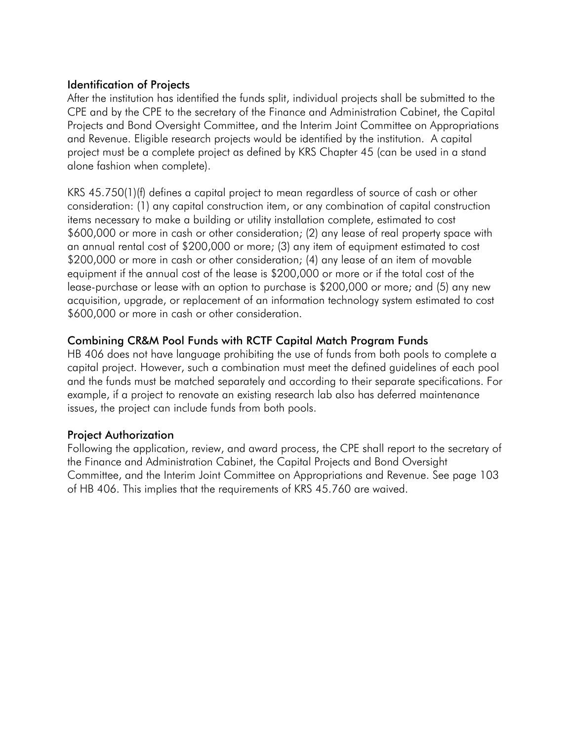## Identification of Projects

After the institution has identified the funds split, individual projects shall be submitted to the CPE and by the CPE to the secretary of the Finance and Administration Cabinet, the Capital Projects and Bond Oversight Committee, and the Interim Joint Committee on Appropriations and Revenue. Eligible research projects would be identified by the institution. A capital project must be a complete project as defined by KRS Chapter 45 (can be used in a stand alone fashion when complete).

KRS 45.750(1)(f) defines a capital project to mean regardless of source of cash or other consideration: (1) any capital construction item, or any combination of capital construction items necessary to make a building or utility installation complete, estimated to cost $600,000 or more in cash or other consideration; (2) any lease of real property space with an annual rental cost of $200,000 or more; (3) any item of equipment estimated to cost $200,000 or more in cash or other consideration; (4) any lease of an item of movable equipment if the annual cost of the lease is $200,000 or more or if the total cost of the lease-purchase or lease with an option to purchase is $200,000 or more; and (5) any new acquisition, upgrade, or replacement of an information technology system estimated to cost $600,000 or more in cash or other consideration.

## Combining CR&M Pool Funds with RCTF Capital Match Program Funds

HB 406 does not have language prohibiting the use of funds from both pools to complete a capital project. However, such a combination must meet the defined guidelines of each pool and the funds must be matched separately and according to their separate specifications. For example, if a project to renovate an existing research lab also has deferred maintenance issues, the project can include funds from both pools.

## Project Authorization

Following the application, review, and award process, the CPE shall report to the secretary of the Finance and Administration Cabinet, the Capital Projects and Bond Oversight Committee, and the Interim Joint Committee on Appropriations and Revenue. See page 103 of HB 406. This implies that the requirements of KRS 45.760 are waived.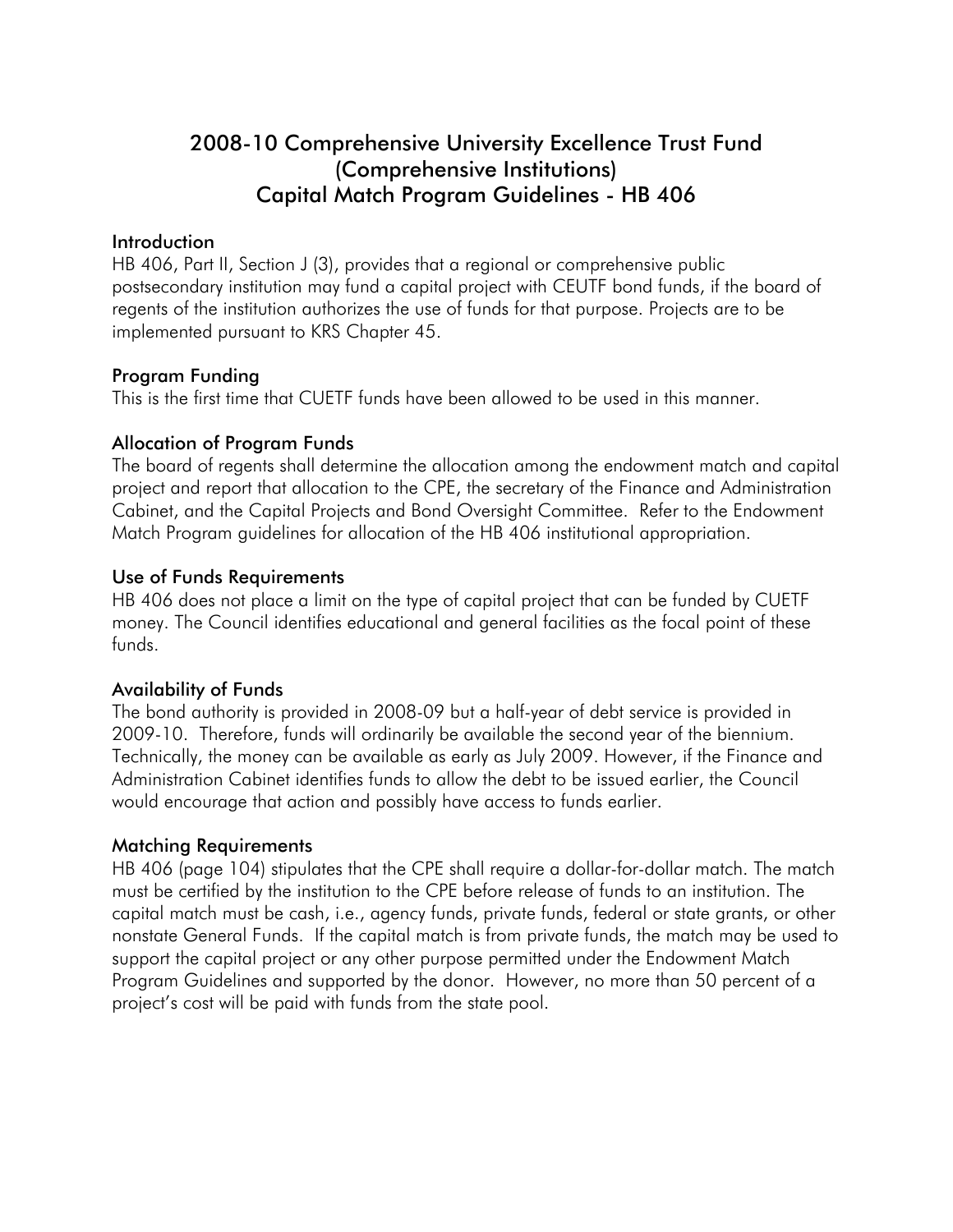# 2008-10 Comprehensive University Excellence Trust Fund (Comprehensive Institutions) Capital Match Program Guidelines - HB 406

## Introduction

HB 406, Part II, Section J (3), provides that a regional or comprehensive public postsecondary institution may fund a capital project with CEUTF bond funds, if the board of regents of the institution authorizes the use of funds for that purpose. Projects are to be implemented pursuant to KRS Chapter 45.

## Program Funding

This is the first time that CUETF funds have been allowed to be used in this manner.

## Allocation of Program Funds

The board of regents shall determine the allocation among the endowment match and capital project and report that allocation to the CPE, the secretary of the Finance and Administration Cabinet, and the Capital Projects and Bond Oversight Committee. Refer to the Endowment Match Program guidelines for allocation of the HB 406 institutional appropriation.

## Use of Funds Requirements

HB 406 does not place a limit on the type of capital project that can be funded by CUETF money. The Council identifies educational and general facilities as the focal point of these funds.

## Availability of Funds

The bond authority is provided in 2008-09 but a half-year of debt service is provided in 2009-10. Therefore, funds will ordinarily be available the second year of the biennium. Technically, the money can be available as early as July 2009. However, if the Finance and Administration Cabinet identifies funds to allow the debt to be issued earlier, the Council would encourage that action and possibly have access to funds earlier.

## Matching Requirements

HB 406 (page 104) stipulates that the CPE shall require a dollar-for-dollar match. The match must be certified by the institution to the CPE before release of funds to an institution. The capital match must be cash, i.e., agency funds, private funds, federal or state grants, or other nonstate General Funds. If the capital match is from private funds, the match may be used to support the capital project or any other purpose permitted under the Endowment Match Program Guidelines and supported by the donor. However, no more than 50 percent of a project's cost will be paid with funds from the state pool.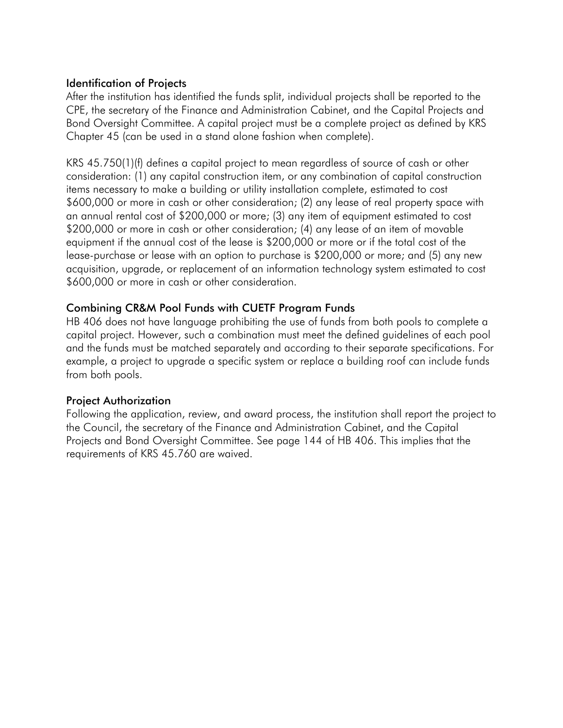### Identification of Projects

After the institution has identified the funds split, individual projects shall be reported to the CPE, the secretary of the Finance and Administration Cabinet, and the Capital Projects and Bond Oversight Committee. A capital project must be a complete project as defined by KRS Chapter 45 (can be used in a stand alone fashion when complete).

KRS 45.750(1)(f) defines a capital project to mean regardless of source of cash or other consideration: (1) any capital construction item, or any combination of capital construction items necessary to make a building or utility installation complete, estimated to cost $600,000 or more in cash or other consideration; (2) any lease of real property space with an annual rental cost of $200,000 or more; (3) any item of equipment estimated to cost $200,000 or more in cash or other consideration; (4) any lease of an item of movable equipment if the annual cost of the lease is $200,000 or more or if the total cost of the lease-purchase or lease with an option to purchase is $200,000 or more; and (5) any new acquisition, upgrade, or replacement of an information technology system estimated to cost $600,000 or more in cash or other consideration.

### Combining CR&M Pool Funds with CUETF Program Funds

HB 406 does not have language prohibiting the use of funds from both pools to complete a capital project. However, such a combination must meet the defined guidelines of each pool and the funds must be matched separately and according to their separate specifications. For example, a project to upgrade a specific system or replace a building roof can include funds from both pools.

### Project Authorization

Following the application, review, and award process, the institution shall report the project to the Council, the secretary of the Finance and Administration Cabinet, and the Capital Projects and Bond Oversight Committee. See page 144 of HB 406. This implies that the requirements of KRS 45.760 are waived.